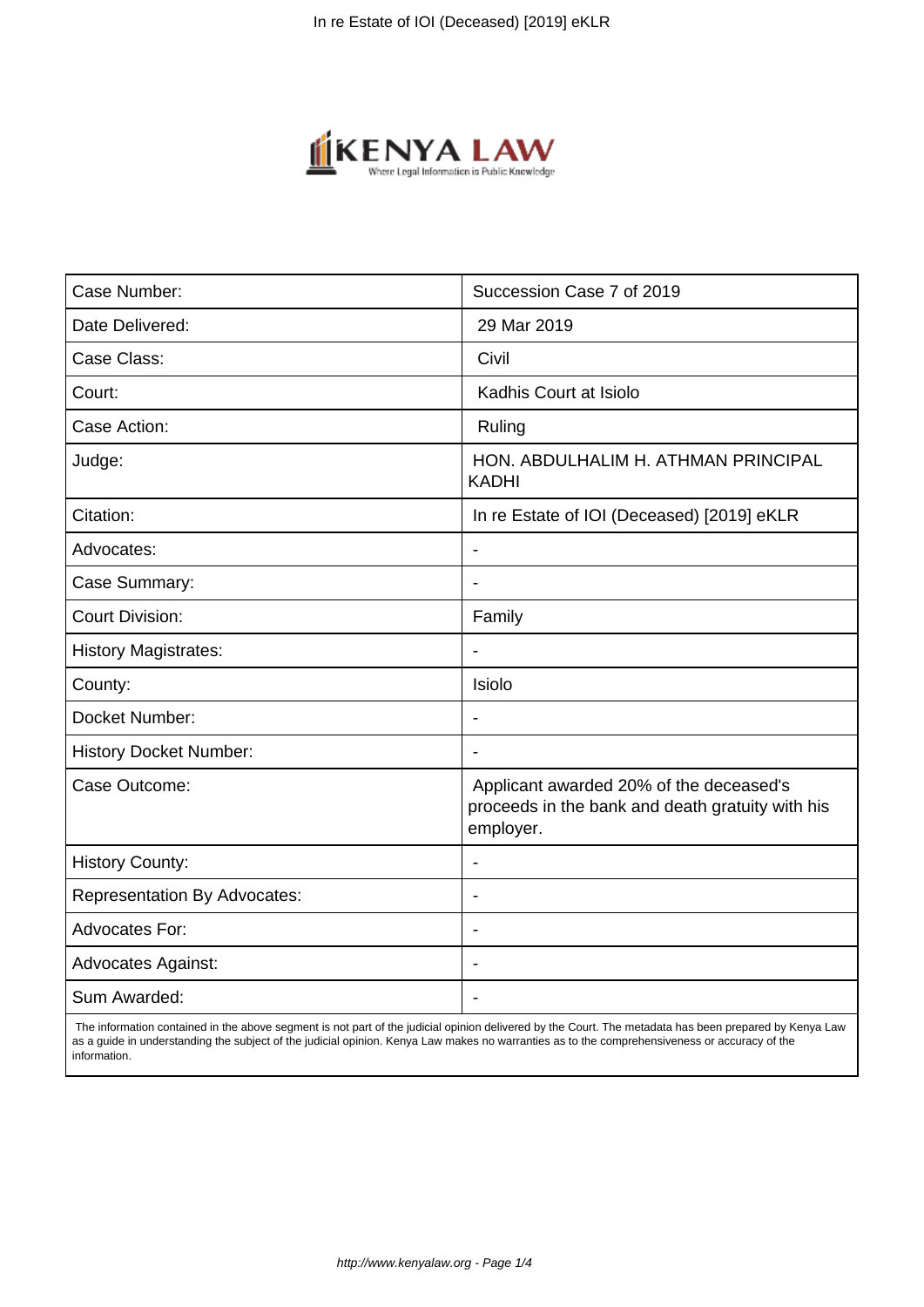| Case Number: | Succession Case 7 of 2019 |
| --- | --- |
| Date Delivered: | 29 Mar 2019 |
| Case Class: | Civil |
| Court: | Kadhis Court at Isiolo |
| Case Action: | Ruling |
| Judge: | HON. ABDULHALIM H. ATHMAN PRINCIPAL KADHI |
| Citation: | In re Estate of IOI (Deceased) [2019] eKLR |
| Advocates: | - |
| Case Summary: | - |
| Court Division: | Family |
| History Magistrates: | - |
| County: | Isiolo |
| Docket Number: | - |
| History Docket Number: | - |
| Case Outcome: | Applicant awarded 20% of the deceased's proceeds in the bank and death gratuity with his employer. |
| History County: | - |
| Representation By Advocates: | - |
| Advocates For: | - |
| Advocates Against: | - |
| Sum Awarded: | - |

The information contained in the above segment is not part of the judicial opinion delivered by the Court. The metadata has been prepared by Kenya Law as a guide in understanding the subject of the judicial opinion. Kenya Law makes no warranties as to the comprehensiveness or accuracy of the information.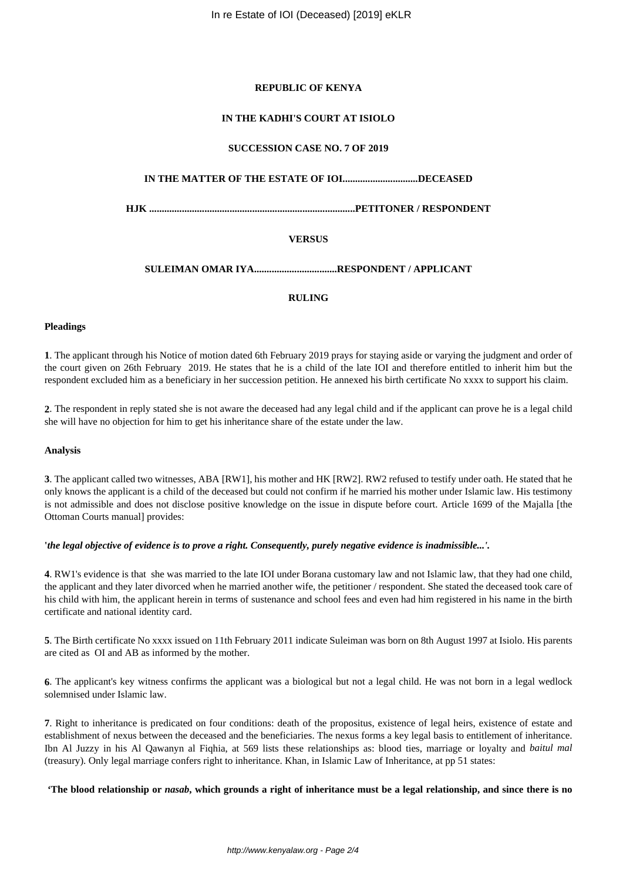**REPUBLIC OF KENYA**

**IN THE KADHI'S COURT AT ISIOLO**

**SUCCESSION CASE NO. 7 OF 2019**

**IN THE MATTER OF THE ESTATE OF IOI.............................DECEASED**

**HJK .................................................................................PETITONER / RESPONDENT**

**VERSUS**

**SULEIMAN OMAR IYA.................................RESPONDENT / APPLICANT**

**RULING**

**Pleadings**

**1**. The applicant through his Notice of motion dated 6th February 2019 prays for staying aside or varying the judgment and order of the court given on 26th February 2019. He states that he is a child of the late IOI and therefore entitled to inherit him but the respondent excluded him as a beneficiary in her succession petition. He annexed his birth certificate No xxxx to support his claim.

**2**. The respondent in reply stated she is not aware the deceased had any legal child and if the applicant can prove he is a legal child she will have no objection for him to get his inheritance share of the estate under the law.

**Analysis**

**3**. The applicant called two witnesses, ABA [RW1], his mother and HK [RW2]. RW2 refused to testify under oath. He stated that he only knows the applicant is a child of the deceased but could not confirm if he married his mother under Islamic law. His testimony is not admissible and does not disclose positive knowledge on the issue in dispute before court. Article 1699 of the Majalla [the Ottoman Courts manual] provides:

**'*the legal objective of evidence is to prove a right. Consequently, purely negative evidence is inadmissible...'*.**

**4**. RW1's evidence is that she was married to the late IOI under Borana customary law and not Islamic law, that they had one child, the applicant and they later divorced when he married another wife, the petitioner / respondent. She stated the deceased took care of his child with him, the applicant herein in terms of sustenance and school fees and even had him registered in his name in the birth certificate and national identity card.

**5**. The Birth certificate No xxxx issued on 11th February 2011 indicate Suleiman was born on 8th August 1997 at Isiolo. His parents are cited as OI and AB as informed by the mother.

**6**. The applicant's key witness confirms the applicant was a biological but not a legal child. He was not born in a legal wedlock solemnised under Islamic law.

**7**. Right to inheritance is predicated on four conditions: death of the propositus, existence of legal heirs, existence of estate and establishment of nexus between the deceased and the beneficiaries. The nexus forms a key legal basis to entitlement of inheritance. Ibn Al Juzzy in his Al Qawanyn al Fiqhia, at 569 lists these relationships as: blood ties, marriage or loyalty and *baitul mal* (treasury). Only legal marriage confers right to inheritance. Khan, in Islamic Law of Inheritance, at pp 51 states:

**'The blood relationship or *nasab*, which grounds a right of inheritance must be a legal relationship, and since there is no**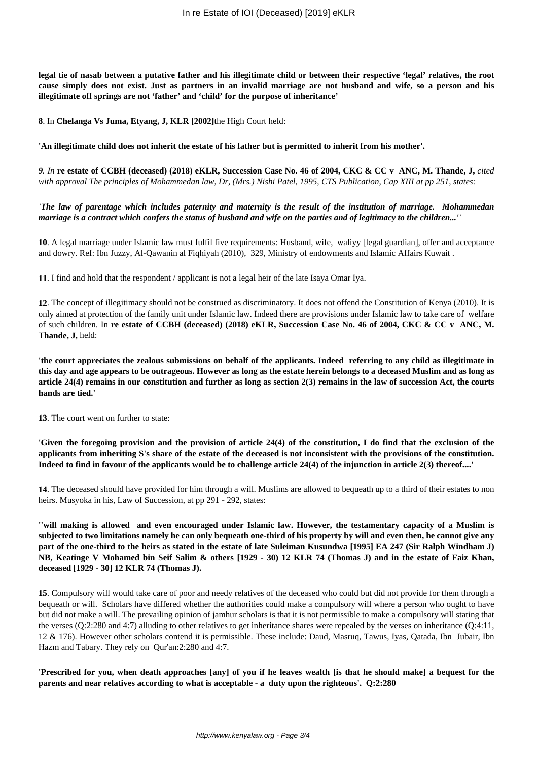**legal tie of nasab between a putative father and his illegitimate child or between their respective 'legal' relatives, the root cause simply does not exist. Just as partners in an invalid marriage are not husband and wife, so a person and his illegitimate off springs are not 'father' and 'child' for the purpose of inheritance'**

**8**. In **Chelanga Vs Juma, Etyang, J, KLR [2002]**the High Court held:

**'An illegitimate child does not inherit the estate of his father but is permitted to inherit from his mother'.**

*9. In* **re estate of CCBH (deceased) (2018) eKLR, Succession Case No. 46 of 2004, CKC & CC v ANC, M. Thande, J,** *cited with approval The principles of Mohammedan law, Dr, (Mrs.) Nishi Patel, 1995, CTS Publication, Cap XIII at pp 251, states:*

***'The law of parentage which includes paternity and maternity is the result of the institution of marriage. Mohammedan marriage is a contract which confers the status of husband and wife on the parties and of legitimacy to the children...''***

**10**. A legal marriage under Islamic law must fulfil five requirements: Husband, wife, waliyy [legal guardian], offer and acceptance and dowry. Ref: Ibn Juzzy, Al-Qawanin al Fiqhiyah (2010), 329, Ministry of endowments and Islamic Affairs Kuwait .

**11**. I find and hold that the respondent / applicant is not a legal heir of the late Isaya Omar Iya.

**12**. The concept of illegitimacy should not be construed as discriminatory. It does not offend the Constitution of Kenya (2010). It is only aimed at protection of the family unit under Islamic law. Indeed there are provisions under Islamic law to take care of welfare of such children. In **re estate of CCBH (deceased) (2018) eKLR, Succession Case No. 46 of 2004, CKC & CC v ANC, M. Thande, J,** held:

**'the court appreciates the zealous submissions on behalf of the applicants. Indeed referring to any child as illegitimate in this day and age appears to be outrageous. However as long as the estate herein belongs to a deceased Muslim and as long as article 24(4) remains in our constitution and further as long as section 2(3) remains in the law of succession Act, the courts hands are tied.'**

**13**. The court went on further to state:

**'Given the foregoing provision and the provision of article 24(4) of the constitution, I do find that the exclusion of the applicants from inheriting S's share of the estate of the deceased is not inconsistent with the provisions of the constitution. Indeed to find in favour of the applicants would be to challenge article 24(4) of the injunction in article 2(3) thereof....'**

**14**. The deceased should have provided for him through a will. Muslims are allowed to bequeath up to a third of their estates to non heirs. Musyoka in his, Law of Succession, at pp 291 - 292, states:

**''will making is allowed and even encouraged under Islamic law. However, the testamentary capacity of a Muslim is subjected to two limitations namely he can only bequeath one-third of his property by will and even then, he cannot give any part of the one-third to the heirs as stated in the estate of late Suleiman Kusundwa [1995] EA 247 (Sir Ralph Windham J) NB, Keatinge V Mohamed bin Seif Salim & others [1929 - 30) 12 KLR 74 (Thomas J) and in the estate of Faiz Khan, deceased [1929 - 30] 12 KLR 74 (Thomas J).**

**15**. Compulsory will would take care of poor and needy relatives of the deceased who could but did not provide for them through a bequeath or will. Scholars have differed whether the authorities could make a compulsory will where a person who ought to have but did not make a will. The prevailing opinion of jamhur scholars is that it is not permissible to make a compulsory will stating that the verses (Q:2:280 and 4:7) alluding to other relatives to get inheritance shares were repealed by the verses on inheritance (Q:4:11, 12 & 176). However other scholars contend it is permissible. These include: Daud, Masruq, Tawus, Iyas, Qatada, Ibn Jubair, Ibn Hazm and Tabary. They rely on Qur'an:2:280 and 4:7.

**'Prescribed for you, when death approaches [any] of you if he leaves wealth [is that he should make] a bequest for the parents and near relatives according to what is acceptable - a duty upon the righteous'. Q:2:280**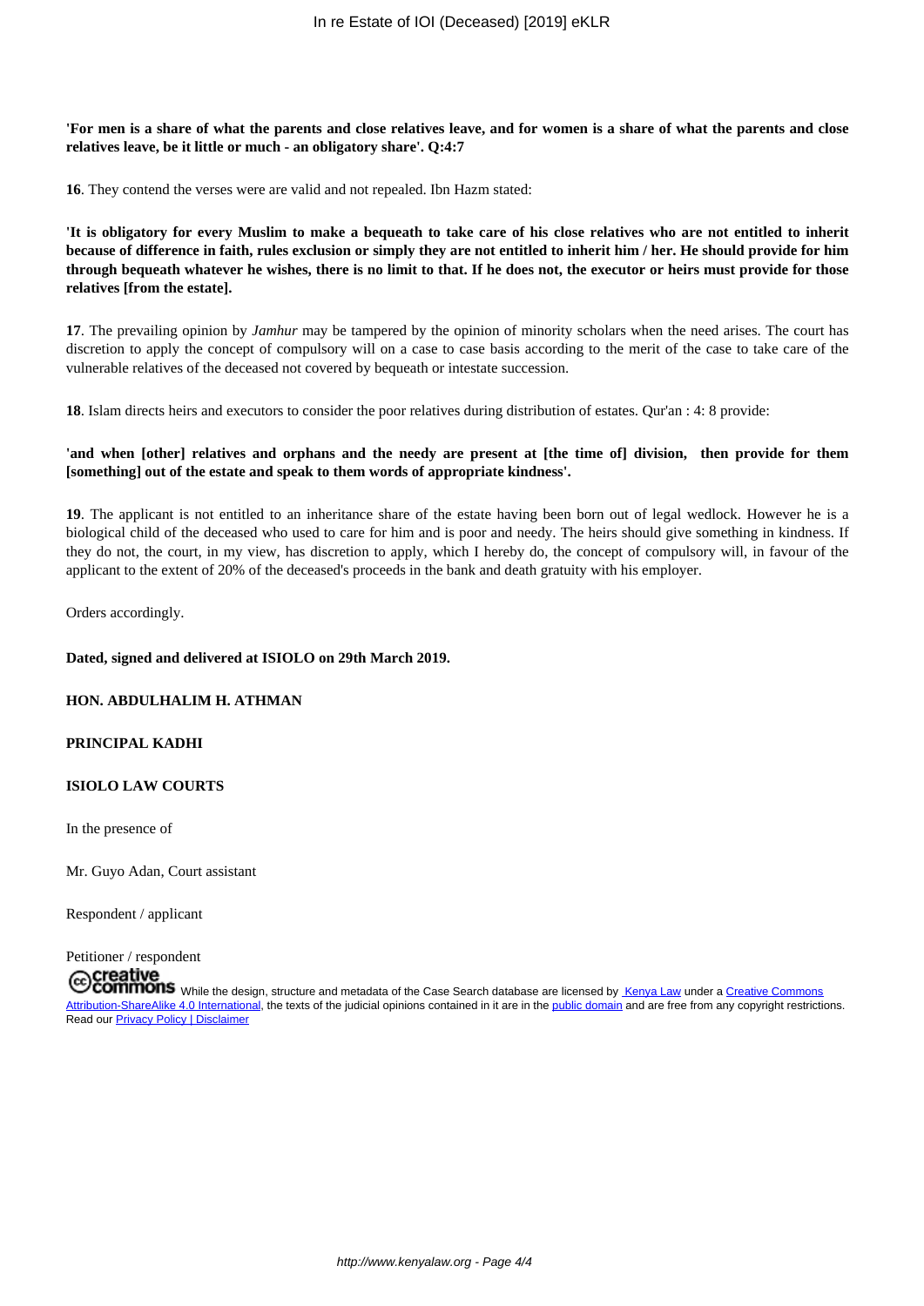**'For men is a share of what the parents and close relatives leave, and for women is a share of what the parents and close relatives leave, be it little or much - an obligatory share'. Q:4:7**

**16**. They contend the verses were are valid and not repealed. Ibn Hazm stated:

**'It is obligatory for every Muslim to make a bequeath to take care of his close relatives who are not entitled to inherit because of difference in faith, rules exclusion or simply they are not entitled to inherit him / her. He should provide for him through bequeath whatever he wishes, there is no limit to that. If he does not, the executor or heirs must provide for those relatives [from the estate].**

**17**. The prevailing opinion by *Jamhur* may be tampered by the opinion of minority scholars when the need arises. The court has discretion to apply the concept of compulsory will on a case to case basis according to the merit of the case to take care of the vulnerable relatives of the deceased not covered by bequeath or intestate succession.

**18**. Islam directs heirs and executors to consider the poor relatives during distribution of estates. Qur'an : 4: 8 provide:

**'and when [other] relatives and orphans and the needy are present at [the time of] division, then provide for them [something] out of the estate and speak to them words of appropriate kindness'.**

**19**. The applicant is not entitled to an inheritance share of the estate having been born out of legal wedlock. However he is a biological child of the deceased who used to care for him and is poor and needy. The heirs should give something in kindness. If they do not, the court, in my view, has discretion to apply, which I hereby do, the concept of compulsory will, in favour of the applicant to the extent of 20% of the deceased's proceeds in the bank and death gratuity with his employer.

Orders accordingly.

**Dated, signed and delivered at ISIOLO on 29th March 2019.**

**HON. ABDULHALIM H. ATHMAN**

**PRINCIPAL KADHI**

**ISIOLO LAW COURTS**

In the presence of

Mr. Guyo Adan, Court assistant

Respondent / applicant

Petitioner / respondent

While the design, structure and metadata of the Case Search database are licensed by Kenya Law under a Creative Commons Attribution-ShareAlike 4.0 International, the texts of the judicial opinions contained in it are in the public domain and are free from any copyright restrictions. Read our Privacy Policy | Disclaimer